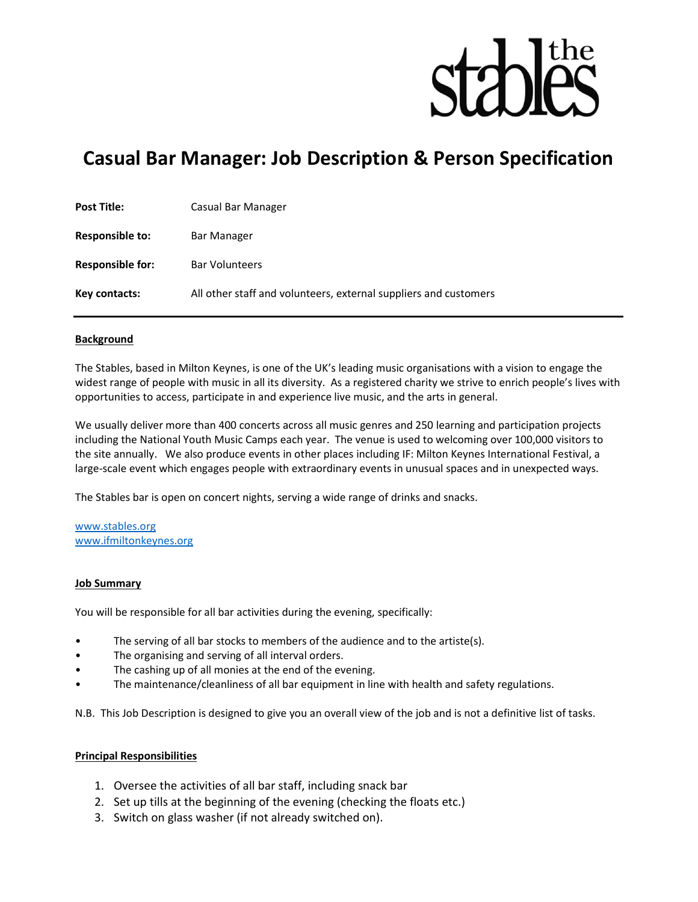the stables

# Casual Bar Manager: Job Description & Person Specification

| | |
|---|---|
| **Post Title:** | Casual Bar Manager |
| **Responsible to:** | Bar Manager |
| **Responsible for:** | Bar Volunteers |
| **Key contacts:** | All other staff and volunteers, external suppliers and customers |

---

**Background**

The Stables, based in Milton Keynes, is one of the UK's leading music organisations with a vision to engage the widest range of people with music in all its diversity. As a registered charity we strive to enrich people's lives with opportunities to access, participate in and experience live music, and the arts in general.

We usually deliver more than 400 concerts across all music genres and 250 learning and participation projects including the National Youth Music Camps each year. The venue is used to welcoming over 100,000 visitors to the site annually. We also produce events in other places including IF: Milton Keynes International Festival, a large-scale event which engages people with extraordinary events in unusual spaces and in unexpected ways.

The Stables bar is open on concert nights, serving a wide range of drinks and snacks.

www.stables.org
www.ifmiltonkeynes.org

**Job Summary**

You will be responsible for all bar activities during the evening, specifically:

- The serving of all bar stocks to members of the audience and to the artiste(s).
- The organising and serving of all interval orders.
- The cashing up of all monies at the end of the evening.
- The maintenance/cleanliness of all bar equipment in line with health and safety regulations.

N.B. This Job Description is designed to give you an overall view of the job and is not a definitive list of tasks.

**Principal Responsibilities**

1. Oversee the activities of all bar staff, including snack bar
2. Set up tills at the beginning of the evening (checking the floats etc.)
3. Switch on glass washer (if not already switched on).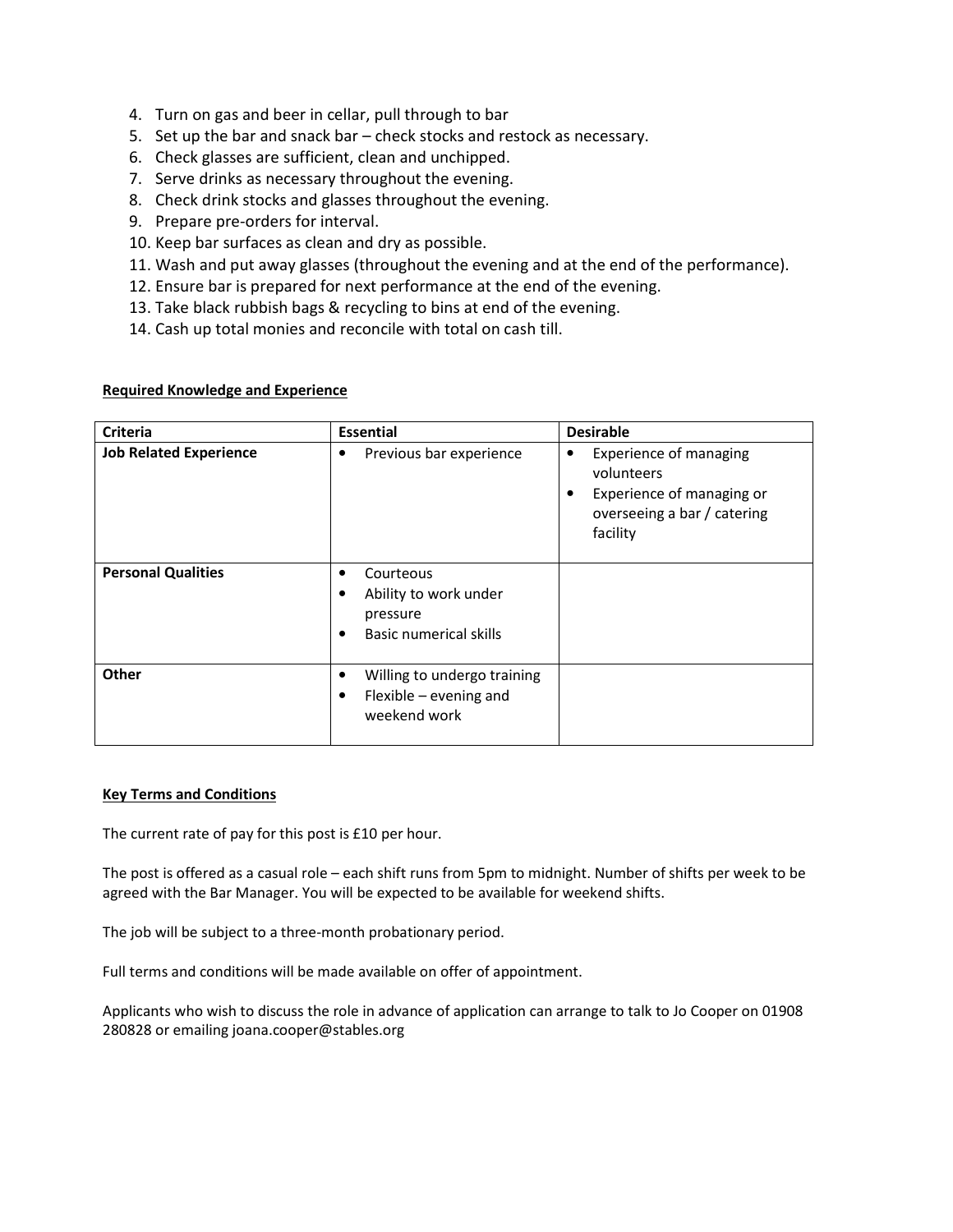4. Turn on gas and beer in cellar, pull through to bar
5. Set up the bar and snack bar – check stocks and restock as necessary.
6. Check glasses are sufficient, clean and unchipped.
7. Serve drinks as necessary throughout the evening.
8. Check drink stocks and glasses throughout the evening.
9. Prepare pre-orders for interval.
10. Keep bar surfaces as clean and dry as possible.
11. Wash and put away glasses (throughout the evening and at the end of the performance).
12. Ensure bar is prepared for next performance at the end of the evening.
13. Take black rubbish bags & recycling to bins at end of the evening.
14. Cash up total monies and reconcile with total on cash till.

**<u>Required Knowledge and Experience</u>**

| Criteria | Essential | Desirable |
|---|---|---|
| **Job Related Experience** | • Previous bar experience | • Experience of managing volunteers<br>• Experience of managing or overseeing a bar / catering facility |
| **Personal Qualities** | • Courteous<br>• Ability to work under pressure<br>• Basic numerical skills | |
| **Other** | • Willing to undergo training<br>• Flexible – evening and weekend work | |

**<u>Key Terms and Conditions</u>**

The current rate of pay for this post is £10 per hour.

The post is offered as a casual role – each shift runs from 5pm to midnight. Number of shifts per week to be agreed with the Bar Manager. You will be expected to be available for weekend shifts.

The job will be subject to a three-month probationary period.

Full terms and conditions will be made available on offer of appointment.

Applicants who wish to discuss the role in advance of application can arrange to talk to Jo Cooper on 01908 280828 or emailing joana.cooper@stables.org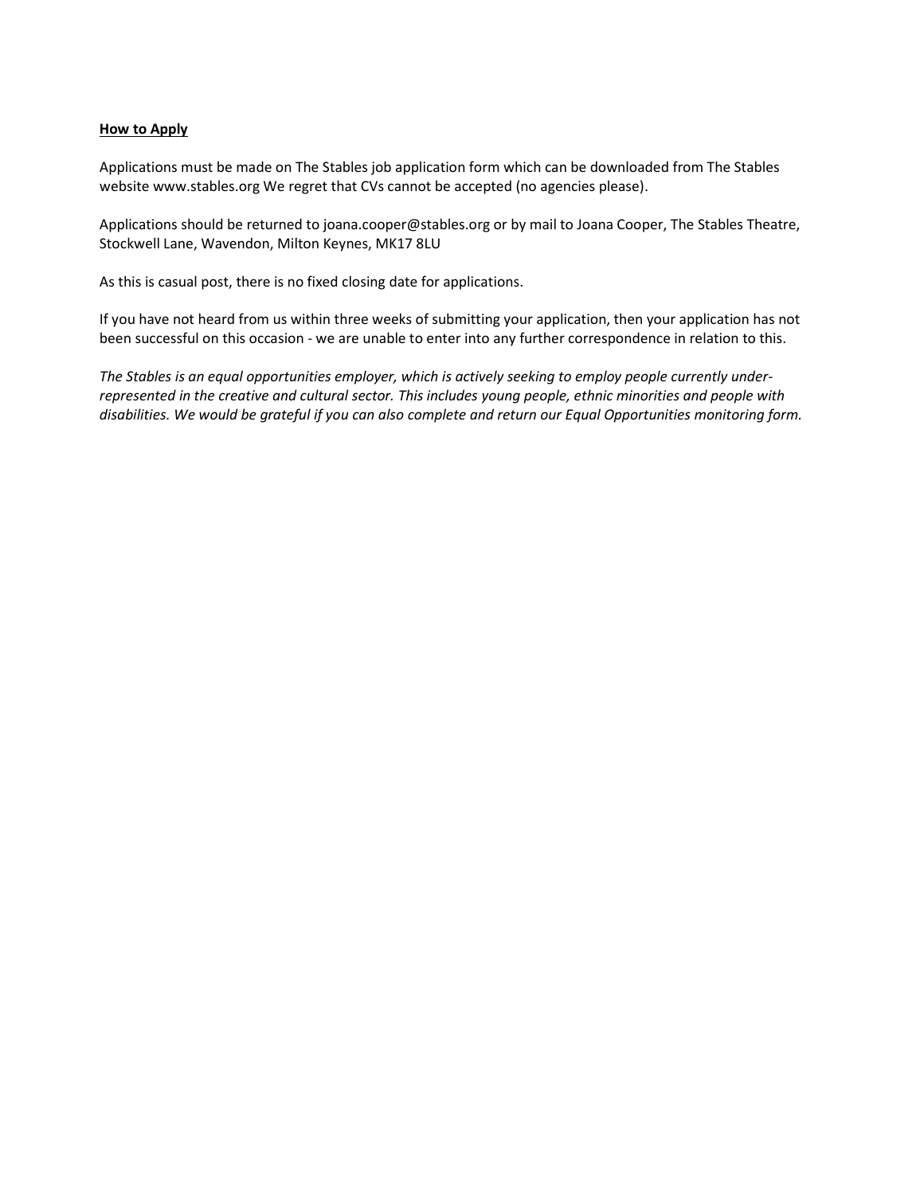**How to Apply**

Applications must be made on The Stables job application form which can be downloaded from The Stables website www.stables.org We regret that CVs cannot be accepted (no agencies please).

Applications should be returned to joana.cooper@stables.org or by mail to Joana Cooper, The Stables Theatre, Stockwell Lane, Wavendon, Milton Keynes, MK17 8LU

As this is casual post, there is no fixed closing date for applications.

If you have not heard from us within three weeks of submitting your application, then your application has not been successful on this occasion - we are unable to enter into any further correspondence in relation to this.

*The Stables is an equal opportunities employer, which is actively seeking to employ people currently under-represented in the creative and cultural sector. This includes young people, ethnic minorities and people with disabilities. We would be grateful if you can also complete and return our Equal Opportunities monitoring form.*